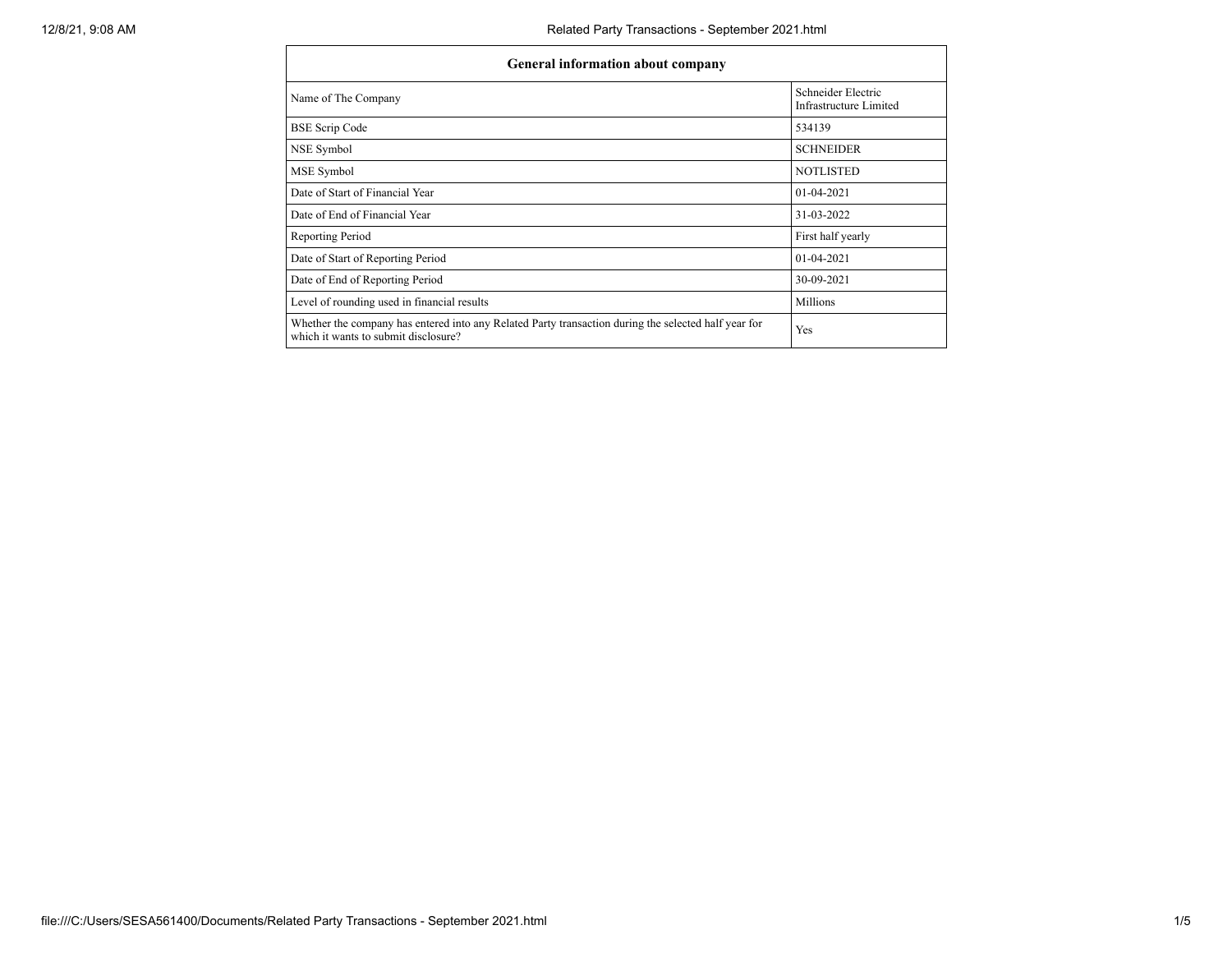| General information about company | |
| --- | --- |
| Name of The Company | Schneider Electric Infrastructure Limited |
| BSE Scrip Code | 534139 |
| NSE Symbol | SCHNEIDER |
| MSE Symbol | NOTLISTED |
| Date of Start of Financial Year | 01-04-2021 |
| Date of End of Financial Year | 31-03-2022 |
| Reporting Period | First half yearly |
| Date of Start of Reporting Period | 01-04-2021 |
| Date of End of Reporting Period | 30-09-2021 |
| Level of rounding used in financial results | Millions |
| Whether the company has entered into any Related Party transaction during the selected half year for which it wants to submit disclosure? | Yes |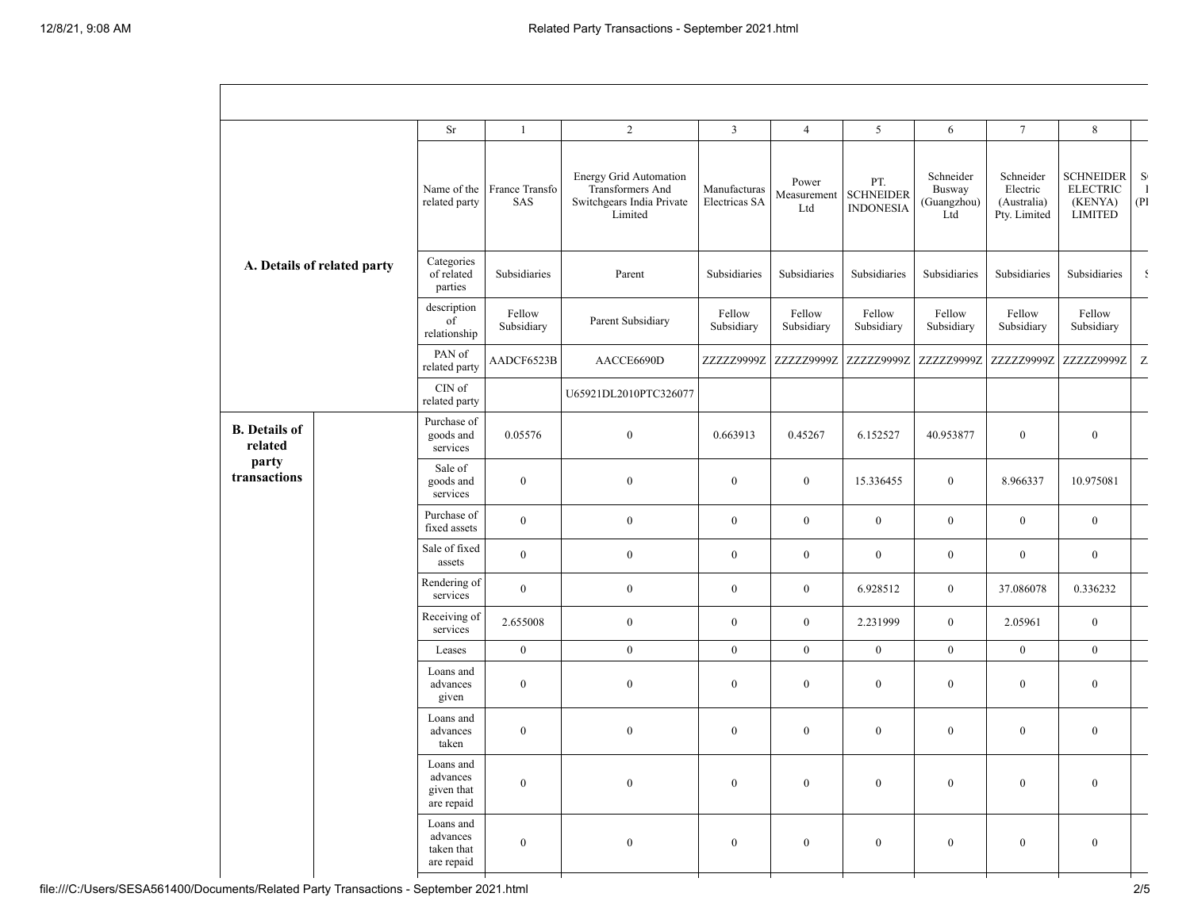| | | Sr | 1 | 2 | 3 | 4 | 5 | 6 | 7 | 8 | |
|---|---|---|---|---|---|---|---|---|---|---|---|
| **A. Details of related party** | | Name of the related party | France Transfo SAS | Energy Grid Automation Transformers And Switchgears India Private Limited | Manufacturas Electricas SA | Power Measurement Ltd | PT. SCHNEIDER INDONESIA | Schneider Busway (Guangzhou) Ltd | Schneider Electric (Australia) Pty. Limited | SCHNEIDER ELECTRIC (KENYA) LIMITED | S I (PI |
| | | Categories of related parties | Subsidiaries | Parent | Subsidiaries | Subsidiaries | Subsidiaries | Subsidiaries | Subsidiaries | Subsidiaries | S |
| | | description of relationship | Fellow Subsidiary | Parent Subsidiary | Fellow Subsidiary | Fellow Subsidiary | Fellow Subsidiary | Fellow Subsidiary | Fellow Subsidiary | Fellow Subsidiary | |
| | | PAN of related party | AADCF6523B | AACCE6690D | ZZZZZ9999Z | ZZZZZ9999Z | ZZZZZ9999Z | ZZZZZ9999Z | ZZZZZ9999Z | ZZZZZ9999Z | Z |
| | | CIN of related party | | U65921DL2010PTC326077 | | | | | | | |
| **B. Details of related party transactions** | | Purchase of goods and services | 0.05576 | 0 | 0.663913 | 0.45267 | 6.152527 | 40.953877 | 0 | 0 | |
| | | Sale of goods and services | 0 | 0 | 0 | 0 | 15.336455 | 0 | 8.966337 | 10.975081 | |
| | | Purchase of fixed assets | 0 | 0 | 0 | 0 | 0 | 0 | 0 | 0 | |
| | | Sale of fixed assets | 0 | 0 | 0 | 0 | 0 | 0 | 0 | 0 | |
| | | Rendering of services | 0 | 0 | 0 | 0 | 6.928512 | 0 | 37.086078 | 0.336232 | |
| | | Receiving of services | 2.655008 | 0 | 0 | 0 | 2.231999 | 0 | 2.05961 | 0 | |
| | | Leases | 0 | 0 | 0 | 0 | 0 | 0 | 0 | 0 | |
| | | Loans and advances given | 0 | 0 | 0 | 0 | 0 | 0 | 0 | 0 | |
| | | Loans and advances taken | 0 | 0 | 0 | 0 | 0 | 0 | 0 | 0 | |
| | | Loans and advances given that are repaid | 0 | 0 | 0 | 0 | 0 | 0 | 0 | 0 | |
| | | Loans and advances taken that are repaid | 0 | 0 | 0 | 0 | 0 | 0 | 0 | 0 | |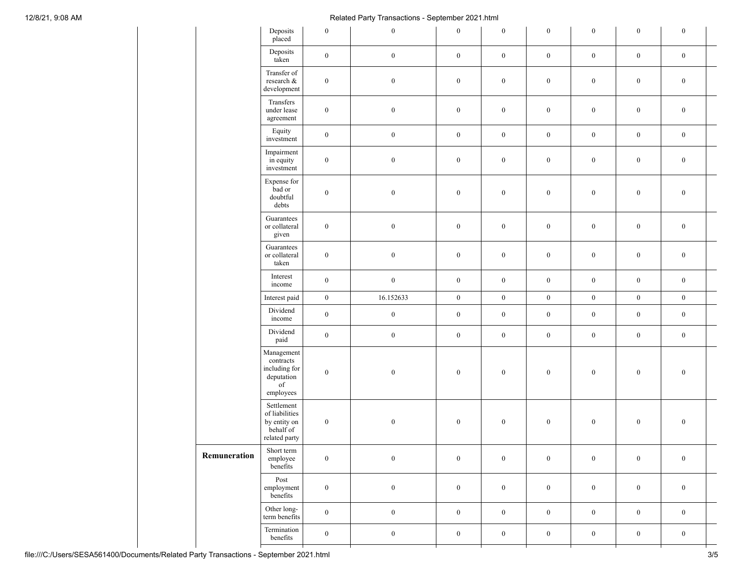| | | | | | | | | | | |
|---|---|---|---|---|---|---|---|---|---|---|
| | | Deposits placed | 0 | 0 | 0 | 0 | 0 | 0 | 0 | 0 |
| | | Deposits taken | 0 | 0 | 0 | 0 | 0 | 0 | 0 | 0 |
| | | Transfer of research & development | 0 | 0 | 0 | 0 | 0 | 0 | 0 | 0 |
| | | Transfers under lease agreement | 0 | 0 | 0 | 0 | 0 | 0 | 0 | 0 |
| | | Equity investment | 0 | 0 | 0 | 0 | 0 | 0 | 0 | 0 |
| | | Impairment in equity investment | 0 | 0 | 0 | 0 | 0 | 0 | 0 | 0 |
| | | Expense for bad or doubtful debts | 0 | 0 | 0 | 0 | 0 | 0 | 0 | 0 |
| | | Guarantees or collateral given | 0 | 0 | 0 | 0 | 0 | 0 | 0 | 0 |
| | | Guarantees or collateral taken | 0 | 0 | 0 | 0 | 0 | 0 | 0 | 0 |
| | | Interest income | 0 | 0 | 0 | 0 | 0 | 0 | 0 | 0 |
| | | Interest paid | 0 | 16.152633 | 0 | 0 | 0 | 0 | 0 | 0 |
| | | Dividend income | 0 | 0 | 0 | 0 | 0 | 0 | 0 | 0 |
| | | Dividend paid | 0 | 0 | 0 | 0 | 0 | 0 | 0 | 0 |
| | | Management contracts including for deputation of employees | 0 | 0 | 0 | 0 | 0 | 0 | 0 | 0 |
| | | Settlement of liabilities by entity on behalf of related party | 0 | 0 | 0 | 0 | 0 | 0 | 0 | 0 |
| | **Remuneration** | Short term employee benefits | 0 | 0 | 0 | 0 | 0 | 0 | 0 | 0 |
| | | Post employment benefits | 0 | 0 | 0 | 0 | 0 | 0 | 0 | 0 |
| | | Other long-term benefits | 0 | 0 | 0 | 0 | 0 | 0 | 0 | 0 |
| | | Termination benefits | 0 | 0 | 0 | 0 | 0 | 0 | 0 | 0 |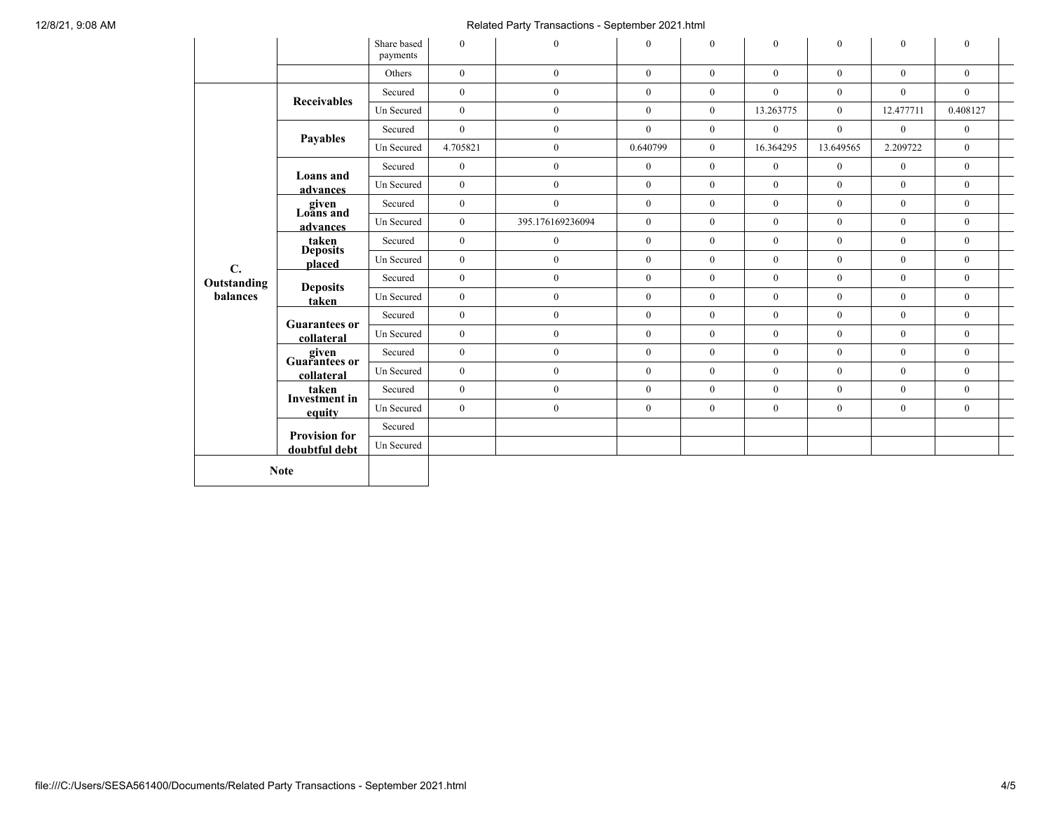| | | | | | | | | | | | |
|---|---|---|---|---|---|---|---|---|---|---|---|
| | | Share based payments | 0 | 0 | 0 | 0 | 0 | 0 | 0 | 0 | |
| | | Others | 0 | 0 | 0 | 0 | 0 | 0 | 0 | 0 | |
| **C. Outstanding balances** | **Receivables** | Secured | 0 | 0 | 0 | 0 | 0 | 0 | 0 | 0 | |
| | | Un Secured | 0 | 0 | 0 | 0 | 13.263775 | 0 | 12.477711 | 0.408127 | |
| | **Payables** | Secured | 0 | 0 | 0 | 0 | 0 | 0 | 0 | 0 | |
| | | Un Secured | 4.705821 | 0 | 0.640799 | 0 | 16.364295 | 13.649565 | 2.209722 | 0 | |
| | **Loans and advances given** | Secured | 0 | 0 | 0 | 0 | 0 | 0 | 0 | 0 | |
| | | Un Secured | 0 | 0 | 0 | 0 | 0 | 0 | 0 | 0 | |
| | **Loans and advances taken** | Secured | 0 | 0 | 0 | 0 | 0 | 0 | 0 | 0 | |
| | | Un Secured | 0 | 395.176169236094 | 0 | 0 | 0 | 0 | 0 | 0 | |
| | **Deposits placed** | Secured | 0 | 0 | 0 | 0 | 0 | 0 | 0 | 0 | |
| | | Un Secured | 0 | 0 | 0 | 0 | 0 | 0 | 0 | 0 | |
| | **Deposits taken** | Secured | 0 | 0 | 0 | 0 | 0 | 0 | 0 | 0 | |
| | | Un Secured | 0 | 0 | 0 | 0 | 0 | 0 | 0 | 0 | |
| | **Guarantees or collateral given** | Secured | 0 | 0 | 0 | 0 | 0 | 0 | 0 | 0 | |
| | | Un Secured | 0 | 0 | 0 | 0 | 0 | 0 | 0 | 0 | |
| | **Guarantees or collateral taken** | Secured | 0 | 0 | 0 | 0 | 0 | 0 | 0 | 0 | |
| | | Un Secured | 0 | 0 | 0 | 0 | 0 | 0 | 0 | 0 | |
| | **Investment in equity** | Secured | 0 | 0 | 0 | 0 | 0 | 0 | 0 | 0 | |
| | | Un Secured | 0 | 0 | 0 | 0 | 0 | 0 | 0 | 0 | |
| | **Provision for doubtful debt** | Secured | | | | | | | | | |
| | | Un Secured | | | | | | | | | |
| **Note** | | | | | | | | | | | |